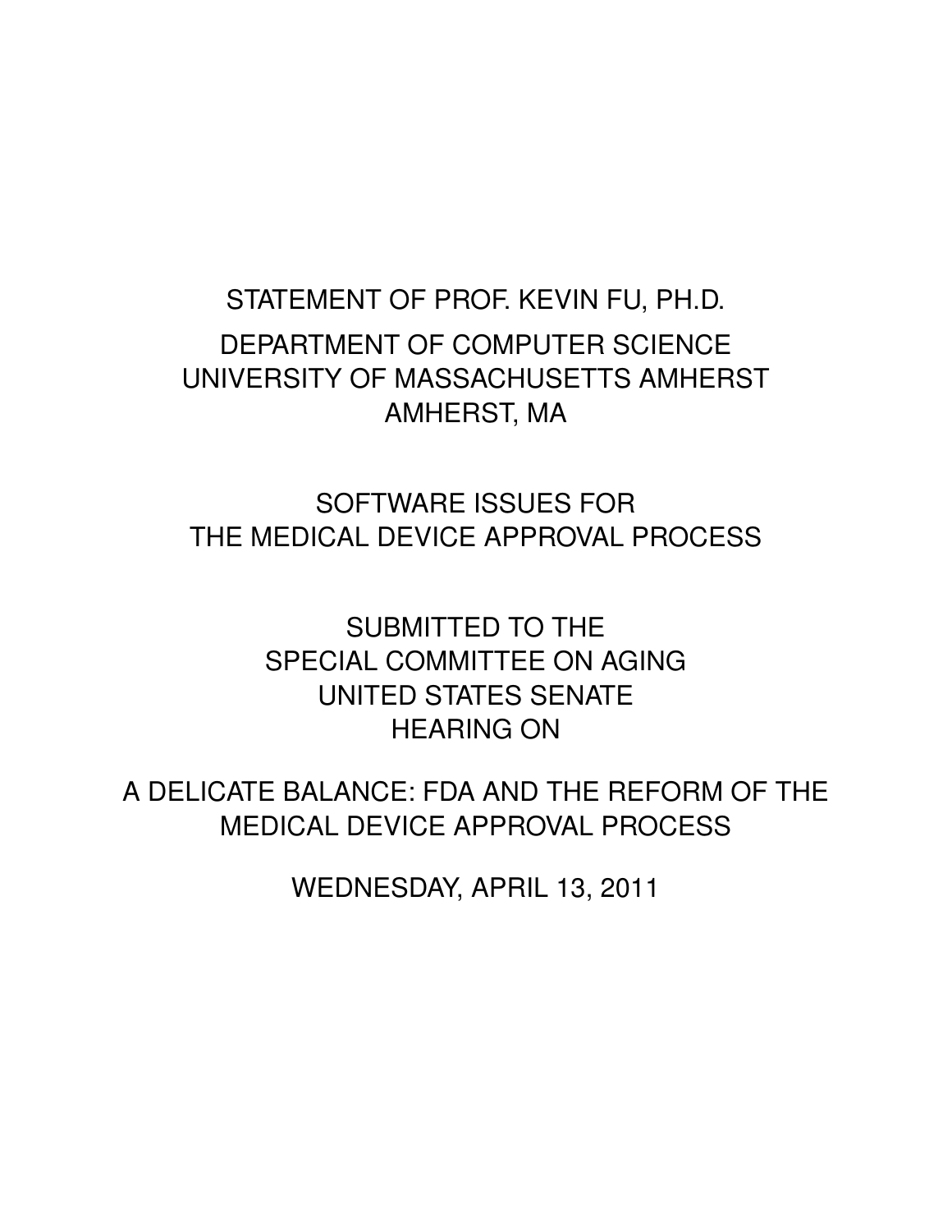# STATEMENT OF PROF. KEVIN FU, PH.D.

DEPARTMENT OF COMPUTER SCIENCE
UNIVERSITY OF MASSACHUSETTS AMHERST
AMHERST, MA

## SOFTWARE ISSUES FOR THE MEDICAL DEVICE APPROVAL PROCESS

SUBMITTED TO THE
SPECIAL COMMITTEE ON AGING
UNITED STATES SENATE
HEARING ON

## A DELICATE BALANCE: FDA AND THE REFORM OF THE MEDICAL DEVICE APPROVAL PROCESS

WEDNESDAY, APRIL 13, 2011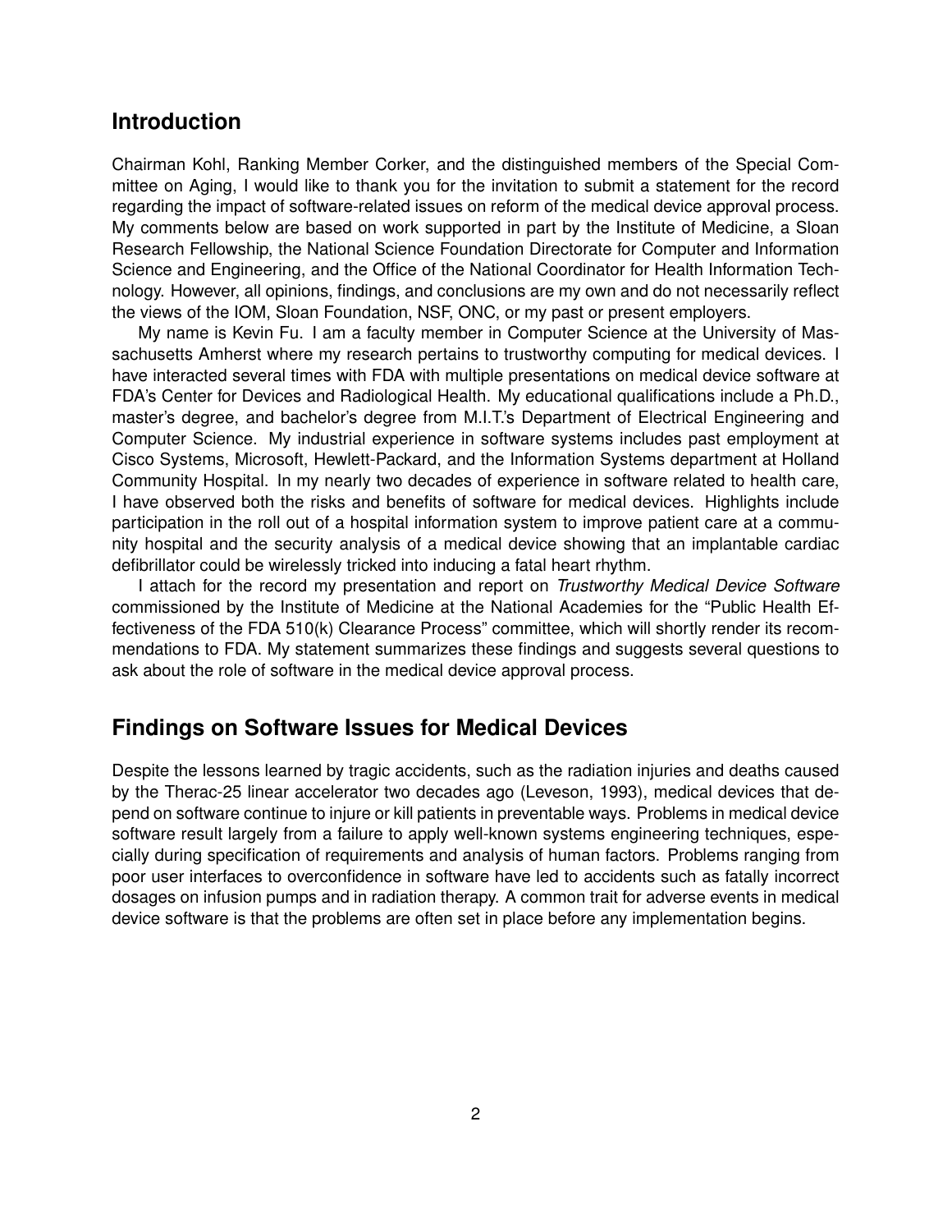## Introduction

Chairman Kohl, Ranking Member Corker, and the distinguished members of the Special Committee on Aging, I would like to thank you for the invitation to submit a statement for the record regarding the impact of software-related issues on reform of the medical device approval process. My comments below are based on work supported in part by the Institute of Medicine, a Sloan Research Fellowship, the National Science Foundation Directorate for Computer and Information Science and Engineering, and the Office of the National Coordinator for Health Information Technology. However, all opinions, findings, and conclusions are my own and do not necessarily reflect the views of the IOM, Sloan Foundation, NSF, ONC, or my past or present employers.

My name is Kevin Fu. I am a faculty member in Computer Science at the University of Massachusetts Amherst where my research pertains to trustworthy computing for medical devices. I have interacted several times with FDA with multiple presentations on medical device software at FDA's Center for Devices and Radiological Health. My educational qualifications include a Ph.D., master's degree, and bachelor's degree from M.I.T.'s Department of Electrical Engineering and Computer Science. My industrial experience in software systems includes past employment at Cisco Systems, Microsoft, Hewlett-Packard, and the Information Systems department at Holland Community Hospital. In my nearly two decades of experience in software related to health care, I have observed both the risks and benefits of software for medical devices. Highlights include participation in the roll out of a hospital information system to improve patient care at a community hospital and the security analysis of a medical device showing that an implantable cardiac defibrillator could be wirelessly tricked into inducing a fatal heart rhythm.

I attach for the record my presentation and report on *Trustworthy Medical Device Software* commissioned by the Institute of Medicine at the National Academies for the "Public Health Effectiveness of the FDA 510(k) Clearance Process" committee, which will shortly render its recommendations to FDA. My statement summarizes these findings and suggests several questions to ask about the role of software in the medical device approval process.

## Findings on Software Issues for Medical Devices

Despite the lessons learned by tragic accidents, such as the radiation injuries and deaths caused by the Therac-25 linear accelerator two decades ago (Leveson, 1993), medical devices that depend on software continue to injure or kill patients in preventable ways. Problems in medical device software result largely from a failure to apply well-known systems engineering techniques, especially during specification of requirements and analysis of human factors. Problems ranging from poor user interfaces to overconfidence in software have led to accidents such as fatally incorrect dosages on infusion pumps and in radiation therapy. A common trait for adverse events in medical device software is that the problems are often set in place before any implementation begins.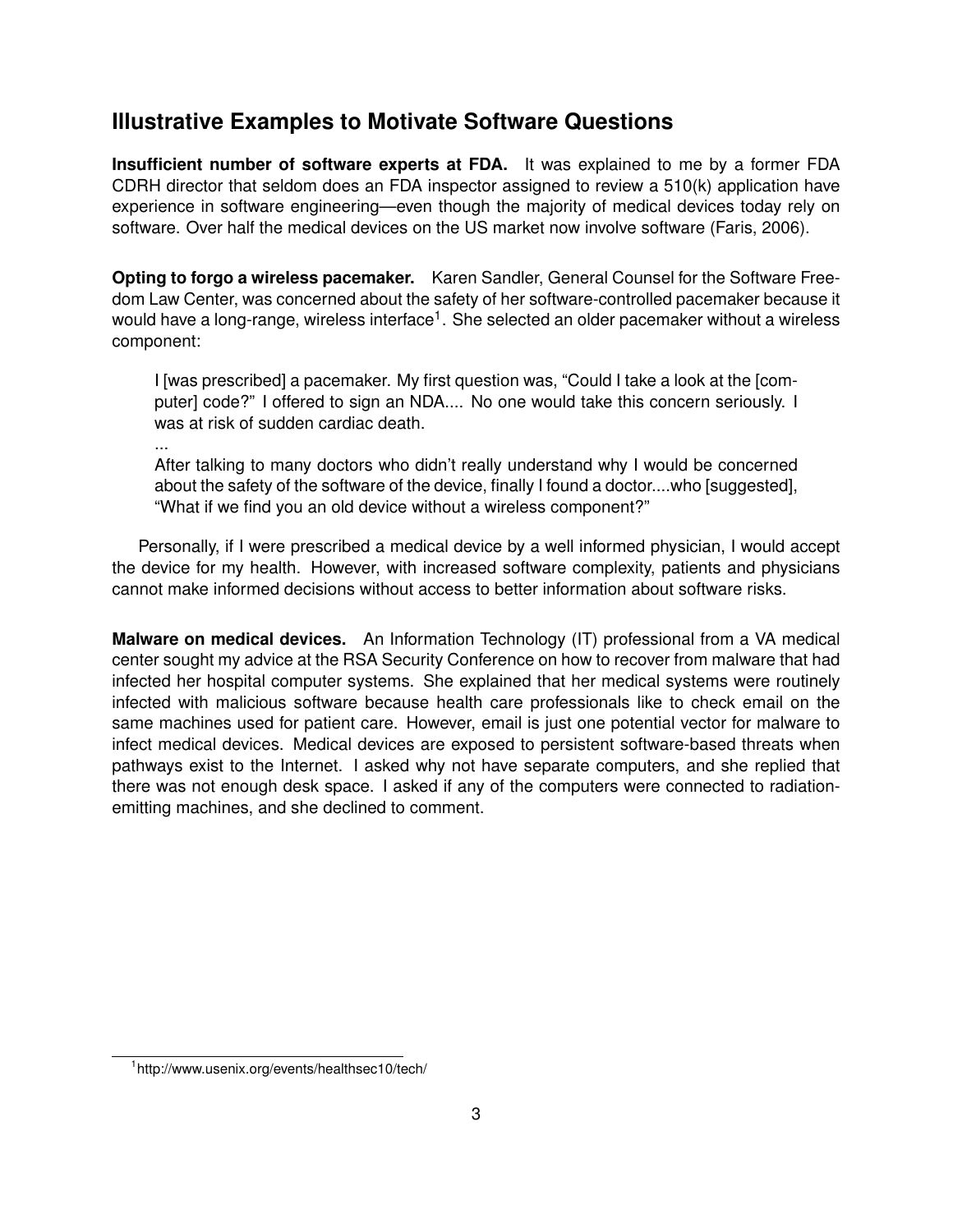## Illustrative Examples to Motivate Software Questions

**Insufficient number of software experts at FDA.** It was explained to me by a former FDA CDRH director that seldom does an FDA inspector assigned to review a 510(k) application have experience in software engineering—even though the majority of medical devices today rely on software. Over half the medical devices on the US market now involve software (Faris, 2006).

**Opting to forgo a wireless pacemaker.** Karen Sandler, General Counsel for the Software Freedom Law Center, was concerned about the safety of her software-controlled pacemaker because it would have a long-range, wireless interface[1]. She selected an older pacemaker without a wireless component:

> I [was prescribed] a pacemaker. My first question was, "Could I take a look at the [computer] code?" I offered to sign an NDA.... No one would take this concern seriously. I was at risk of sudden cardiac death.
>
> ...
>
> After talking to many doctors who didn't really understand why I would be concerned about the safety of the software of the device, finally I found a doctor....who [suggested], "What if we find you an old device without a wireless component?"

Personally, if I were prescribed a medical device by a well informed physician, I would accept the device for my health. However, with increased software complexity, patients and physicians cannot make informed decisions without access to better information about software risks.

**Malware on medical devices.** An Information Technology (IT) professional from a VA medical center sought my advice at the RSA Security Conference on how to recover from malware that had infected her hospital computer systems. She explained that her medical systems were routinely infected with malicious software because health care professionals like to check email on the same machines used for patient care. However, email is just one potential vector for malware to infect medical devices. Medical devices are exposed to persistent software-based threats when pathways exist to the Internet. I asked why not have separate computers, and she replied that there was not enough desk space. I asked if any of the computers were connected to radiation-emitting machines, and she declined to comment.

[1] http://www.usenix.org/events/healthsec10/tech/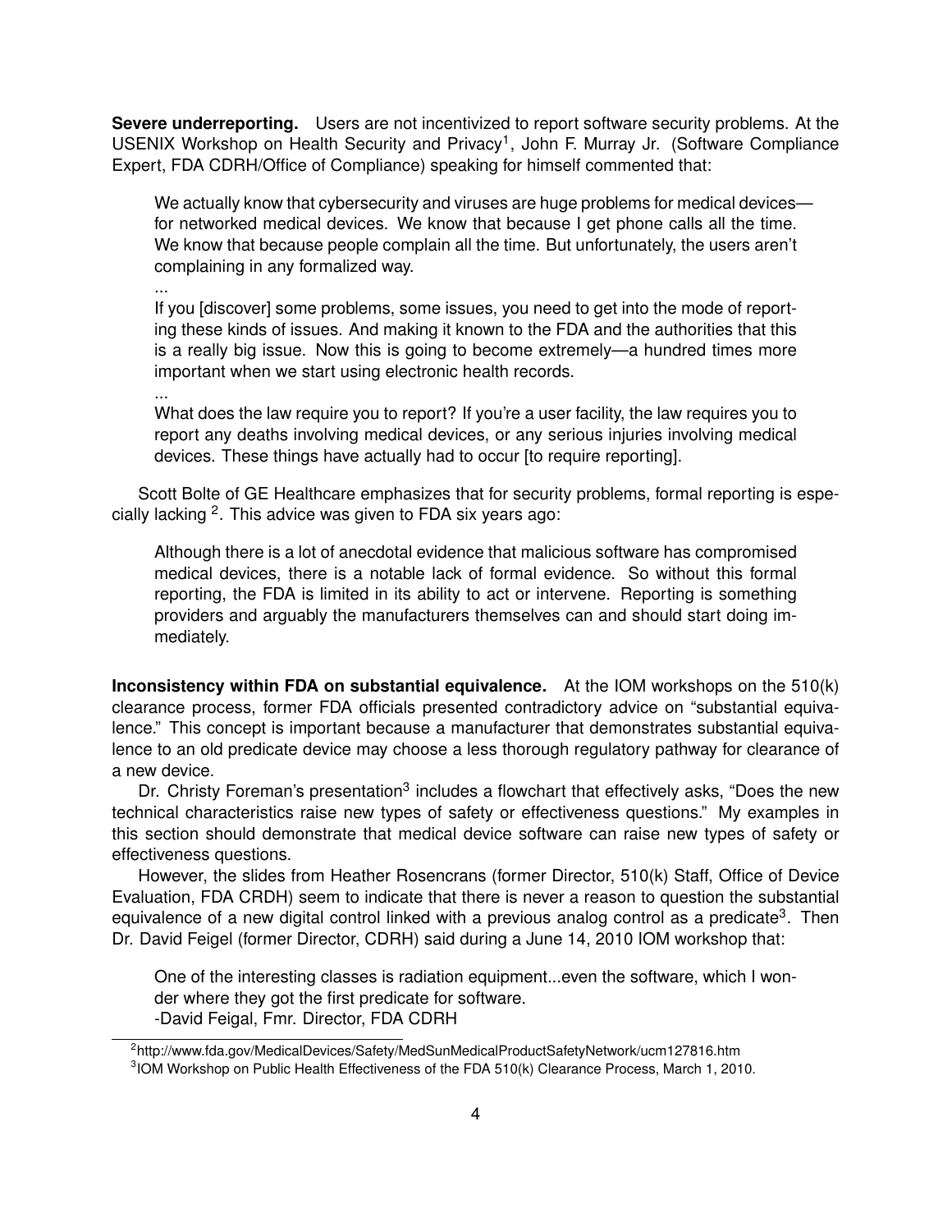**Severe underreporting.** Users are not incentivized to report software security problems. At the USENIX Workshop on Health Security and Privacy[1], John F. Murray Jr. (Software Compliance Expert, FDA CDRH/Office of Compliance) speaking for himself commented that:

> We actually know that cybersecurity and viruses are huge problems for medical devices—for networked medical devices. We know that because I get phone calls all the time. We know that because people complain all the time. But unfortunately, the users aren't complaining in any formalized way.
>
> ...
>
> If you [discover] some problems, some issues, you need to get into the mode of reporting these kinds of issues. And making it known to the FDA and the authorities that this is a really big issue. Now this is going to become extremely—a hundred times more important when we start using electronic health records.
>
> ...
>
> What does the law require you to report? If you're a user facility, the law requires you to report any deaths involving medical devices, or any serious injuries involving medical devices. These things have actually had to occur [to require reporting].

Scott Bolte of GE Healthcare emphasizes that for security problems, formal reporting is especially lacking [2]. This advice was given to FDA six years ago:

> Although there is a lot of anecdotal evidence that malicious software has compromised medical devices, there is a notable lack of formal evidence. So without this formal reporting, the FDA is limited in its ability to act or intervene. Reporting is something providers and arguably the manufacturers themselves can and should start doing immediately.

**Inconsistency within FDA on substantial equivalence.** At the IOM workshops on the 510(k) clearance process, former FDA officials presented contradictory advice on "substantial equivalence." This concept is important because a manufacturer that demonstrates substantial equivalence to an old predicate device may choose a less thorough regulatory pathway for clearance of a new device.

Dr. Christy Foreman's presentation[3] includes a flowchart that effectively asks, "Does the new technical characteristics raise new types of safety or effectiveness questions." My examples in this section should demonstrate that medical device software can raise new types of safety or effectiveness questions.

However, the slides from Heather Rosencrans (former Director, 510(k) Staff, Office of Device Evaluation, FDA CRDH) seem to indicate that there is never a reason to question the substantial equivalence of a new digital control linked with a previous analog control as a predicate[3]. Then Dr. David Feigel (former Director, CDRH) said during a June 14, 2010 IOM workshop that:

> One of the interesting classes is radiation equipment...even the software, which I wonder where they got the first predicate for software.
> -David Feigal, Fmr. Director, FDA CDRH

[2] http://www.fda.gov/MedicalDevices/Safety/MedSunMedicalProductSafetyNetwork/ucm127816.htm

[3] IOM Workshop on Public Health Effectiveness of the FDA 510(k) Clearance Process, March 1, 2010.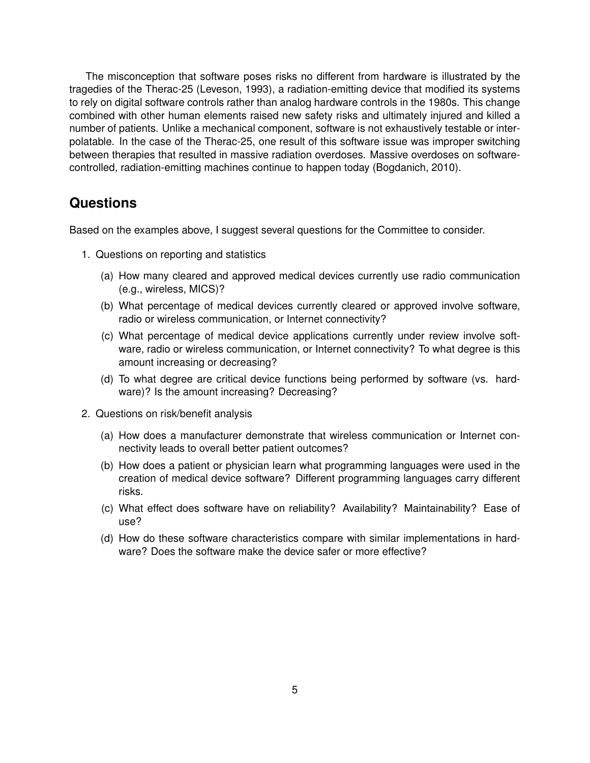The misconception that software poses risks no different from hardware is illustrated by the tragedies of the Therac-25 (Leveson, 1993), a radiation-emitting device that modified its systems to rely on digital software controls rather than analog hardware controls in the 1980s. This change combined with other human elements raised new safety risks and ultimately injured and killed a number of patients. Unlike a mechanical component, software is not exhaustively testable or interpolatable. In the case of the Therac-25, one result of this software issue was improper switching between therapies that resulted in massive radiation overdoses. Massive overdoses on software-controlled, radiation-emitting machines continue to happen today (Bogdanich, 2010).

## Questions

Based on the examples above, I suggest several questions for the Committee to consider.

1. Questions on reporting and statistics
   - (a) How many cleared and approved medical devices currently use radio communication (e.g., wireless, MICS)?
   - (b) What percentage of medical devices currently cleared or approved involve software, radio or wireless communication, or Internet connectivity?
   - (c) What percentage of medical device applications currently under review involve software, radio or wireless communication, or Internet connectivity? To what degree is this amount increasing or decreasing?
   - (d) To what degree are critical device functions being performed by software (vs. hardware)? Is the amount increasing? Decreasing?
2. Questions on risk/benefit analysis
   - (a) How does a manufacturer demonstrate that wireless communication or Internet connectivity leads to overall better patient outcomes?
   - (b) How does a patient or physician learn what programming languages were used in the creation of medical device software? Different programming languages carry different risks.
   - (c) What effect does software have on reliability? Availability? Maintainability? Ease of use?
   - (d) How do these software characteristics compare with similar implementations in hardware? Does the software make the device safer or more effective?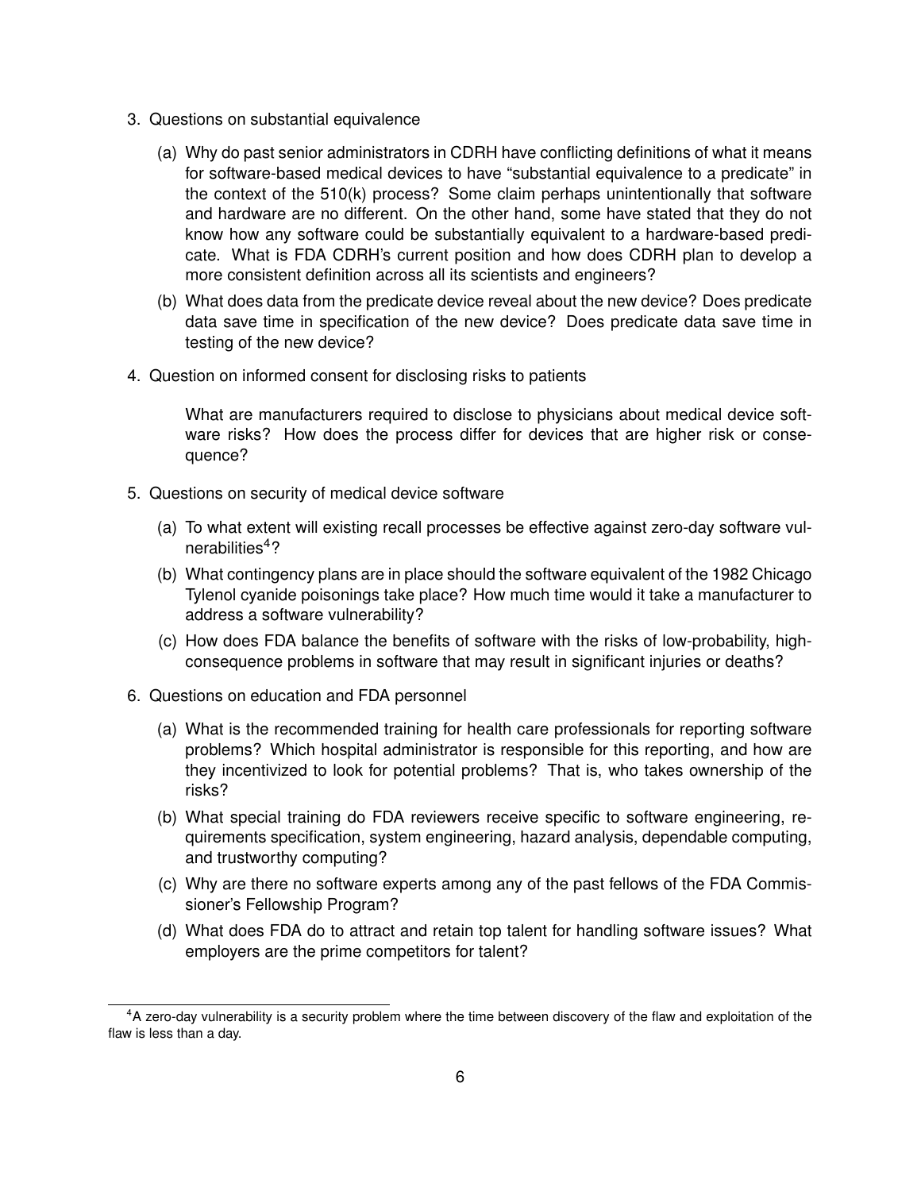3. Questions on substantial equivalence

   (a) Why do past senior administrators in CDRH have conflicting definitions of what it means for software-based medical devices to have "substantial equivalence to a predicate" in the context of the 510(k) process? Some claim perhaps unintentionally that software and hardware are no different. On the other hand, some have stated that they do not know how any software could be substantially equivalent to a hardware-based predicate. What is FDA CDRH's current position and how does CDRH plan to develop a more consistent definition across all its scientists and engineers?

   (b) What does data from the predicate device reveal about the new device? Does predicate data save time in specification of the new device? Does predicate data save time in testing of the new device?

4. Question on informed consent for disclosing risks to patients

   What are manufacturers required to disclose to physicians about medical device software risks? How does the process differ for devices that are higher risk or consequence?

5. Questions on security of medical device software

   (a) To what extent will existing recall processes be effective against zero-day software vulnerabilities[4]?

   (b) What contingency plans are in place should the software equivalent of the 1982 Chicago Tylenol cyanide poisonings take place? How much time would it take a manufacturer to address a software vulnerability?

   (c) How does FDA balance the benefits of software with the risks of low-probability, high-consequence problems in software that may result in significant injuries or deaths?

6. Questions on education and FDA personnel

   (a) What is the recommended training for health care professionals for reporting software problems? Which hospital administrator is responsible for this reporting, and how are they incentivized to look for potential problems? That is, who takes ownership of the risks?

   (b) What special training do FDA reviewers receive specific to software engineering, requirements specification, system engineering, hazard analysis, dependable computing, and trustworthy computing?

   (c) Why are there no software experts among any of the past fellows of the FDA Commissioner's Fellowship Program?

   (d) What does FDA do to attract and retain top talent for handling software issues? What employers are the prime competitors for talent?

[4] A zero-day vulnerability is a security problem where the time between discovery of the flaw and exploitation of the flaw is less than a day.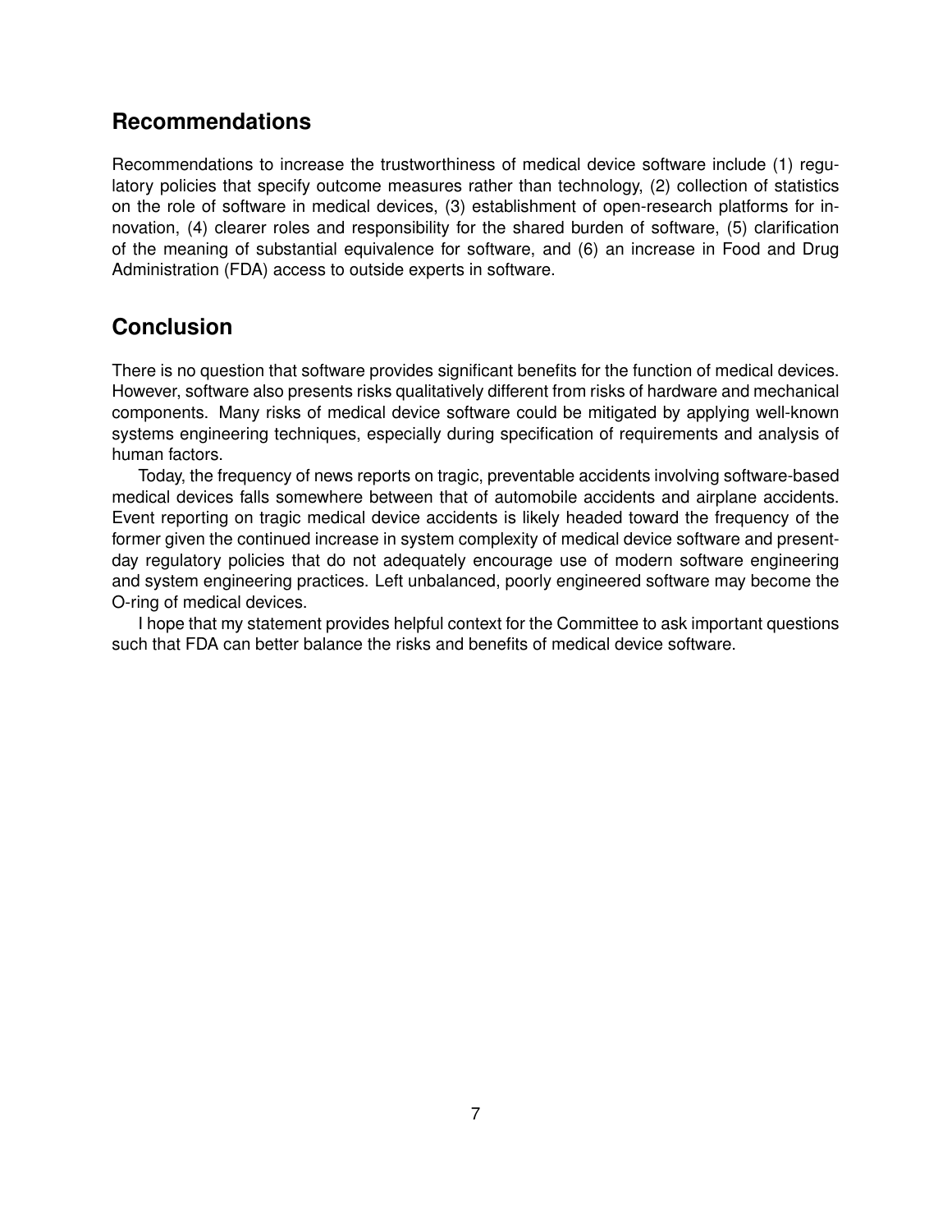## Recommendations

Recommendations to increase the trustworthiness of medical device software include (1) regulatory policies that specify outcome measures rather than technology, (2) collection of statistics on the role of software in medical devices, (3) establishment of open-research platforms for innovation, (4) clearer roles and responsibility for the shared burden of software, (5) clarification of the meaning of substantial equivalence for software, and (6) an increase in Food and Drug Administration (FDA) access to outside experts in software.

## Conclusion

There is no question that software provides significant benefits for the function of medical devices. However, software also presents risks qualitatively different from risks of hardware and mechanical components. Many risks of medical device software could be mitigated by applying well-known systems engineering techniques, especially during specification of requirements and analysis of human factors.

Today, the frequency of news reports on tragic, preventable accidents involving software-based medical devices falls somewhere between that of automobile accidents and airplane accidents. Event reporting on tragic medical device accidents is likely headed toward the frequency of the former given the continued increase in system complexity of medical device software and present-day regulatory policies that do not adequately encourage use of modern software engineering and system engineering practices. Left unbalanced, poorly engineered software may become the O-ring of medical devices.

I hope that my statement provides helpful context for the Committee to ask important questions such that FDA can better balance the risks and benefits of medical device software.